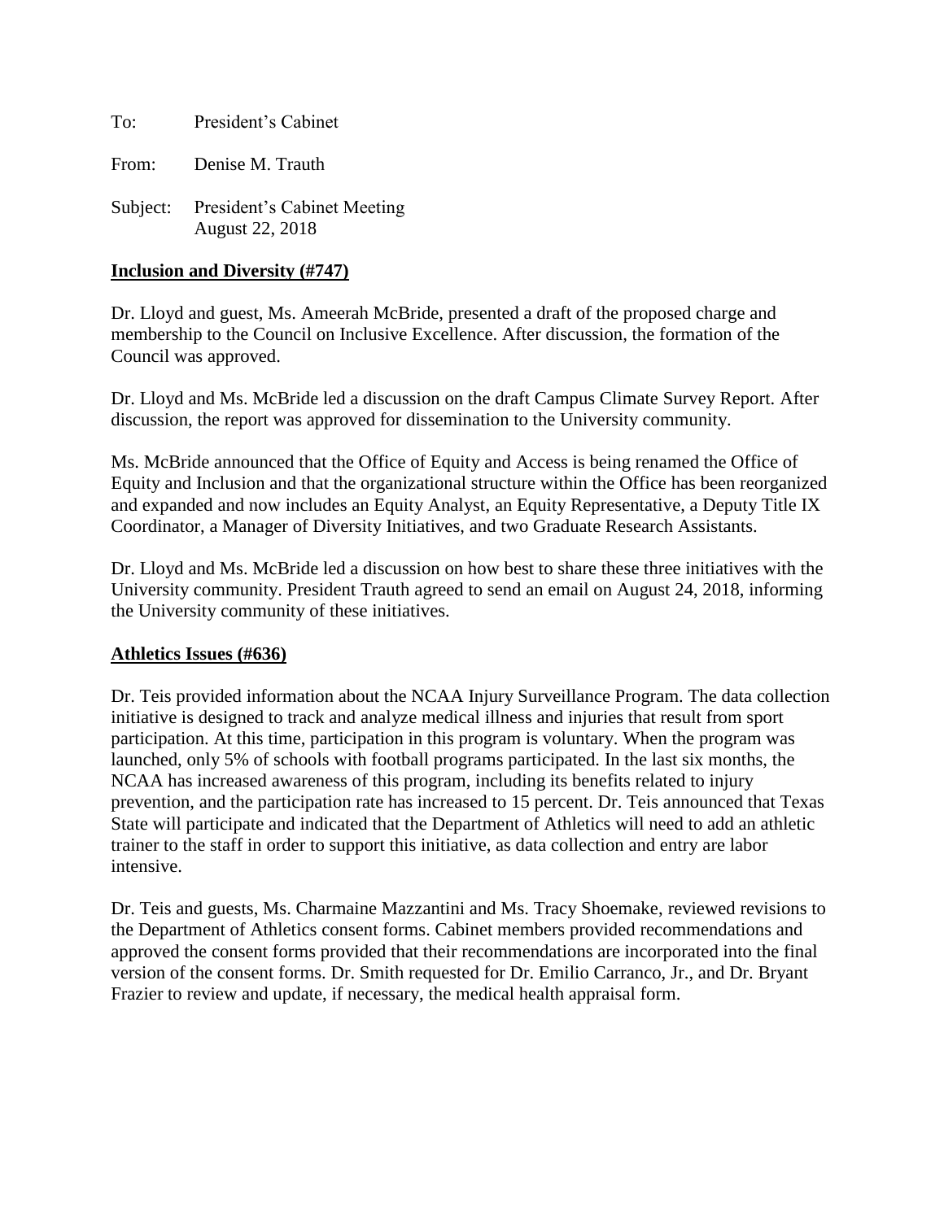To: President's Cabinet

From: Denise M. Trauth

Subject: President's Cabinet Meeting
August 22, 2018

**Inclusion and Diversity (#747)**

Dr. Lloyd and guest, Ms. Ameerah McBride, presented a draft of the proposed charge and membership to the Council on Inclusive Excellence. After discussion, the formation of the Council was approved.

Dr. Lloyd and Ms. McBride led a discussion on the draft Campus Climate Survey Report. After discussion, the report was approved for dissemination to the University community.

Ms. McBride announced that the Office of Equity and Access is being renamed the Office of Equity and Inclusion and that the organizational structure within the Office has been reorganized and expanded and now includes an Equity Analyst, an Equity Representative, a Deputy Title IX Coordinator, a Manager of Diversity Initiatives, and two Graduate Research Assistants.

Dr. Lloyd and Ms. McBride led a discussion on how best to share these three initiatives with the University community. President Trauth agreed to send an email on August 24, 2018, informing the University community of these initiatives.

**Athletics Issues (#636)**

Dr. Teis provided information about the NCAA Injury Surveillance Program. The data collection initiative is designed to track and analyze medical illness and injuries that result from sport participation. At this time, participation in this program is voluntary. When the program was launched, only 5% of schools with football programs participated. In the last six months, the NCAA has increased awareness of this program, including its benefits related to injury prevention, and the participation rate has increased to 15 percent. Dr. Teis announced that Texas State will participate and indicated that the Department of Athletics will need to add an athletic trainer to the staff in order to support this initiative, as data collection and entry are labor intensive.

Dr. Teis and guests, Ms. Charmaine Mazzantini and Ms. Tracy Shoemake, reviewed revisions to the Department of Athletics consent forms. Cabinet members provided recommendations and approved the consent forms provided that their recommendations are incorporated into the final version of the consent forms. Dr. Smith requested for Dr. Emilio Carranco, Jr., and Dr. Bryant Frazier to review and update, if necessary, the medical health appraisal form.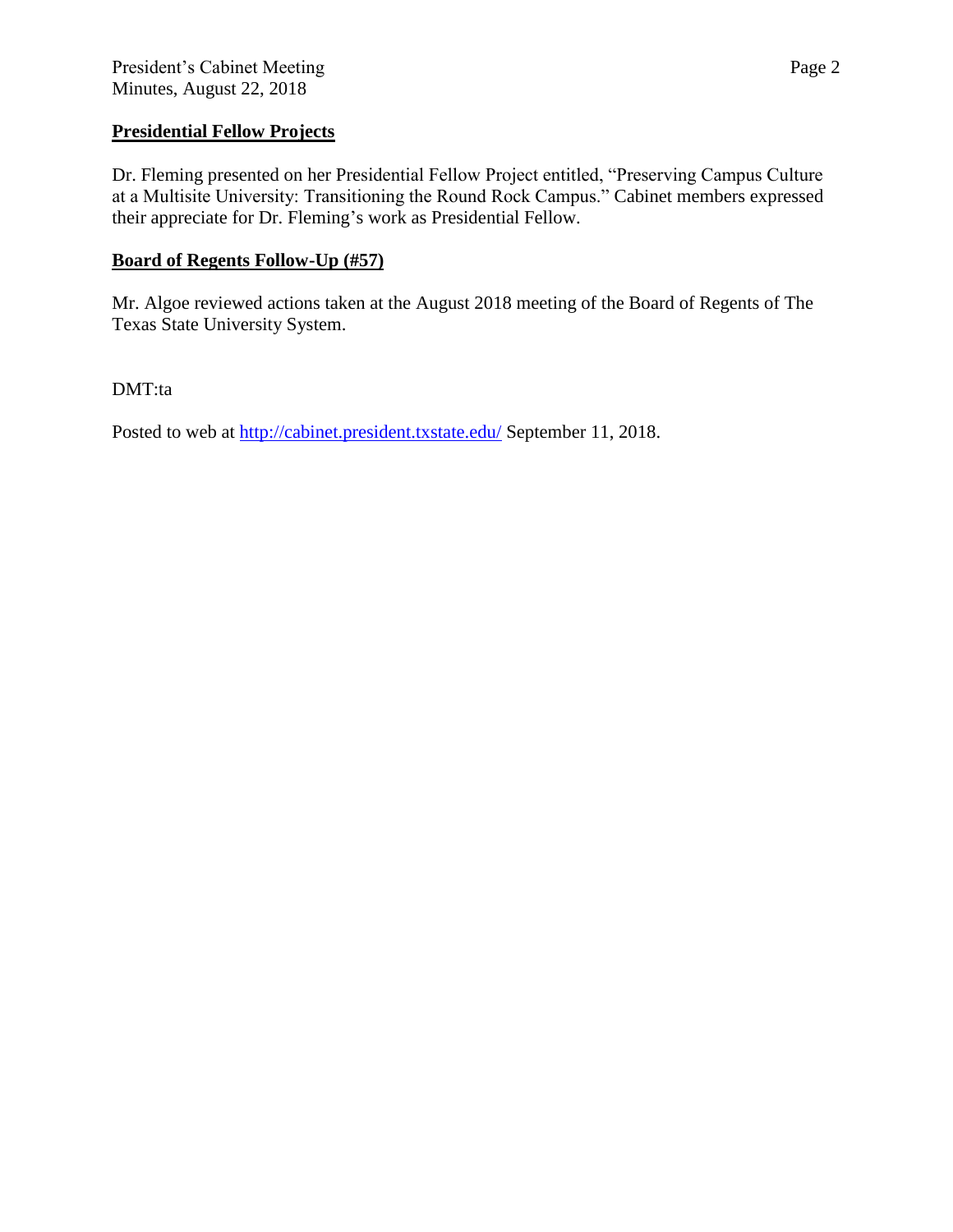**Presidential Fellow Projects**

Dr. Fleming presented on her Presidential Fellow Project entitled, "Preserving Campus Culture at a Multisite University: Transitioning the Round Rock Campus." Cabinet members expressed their appreciate for Dr. Fleming's work as Presidential Fellow.

**Board of Regents Follow-Up (#57)**

Mr. Algoe reviewed actions taken at the August 2018 meeting of the Board of Regents of The Texas State University System.

DMT:ta

Posted to web at http://cabinet.president.txstate.edu/ September 11, 2018.